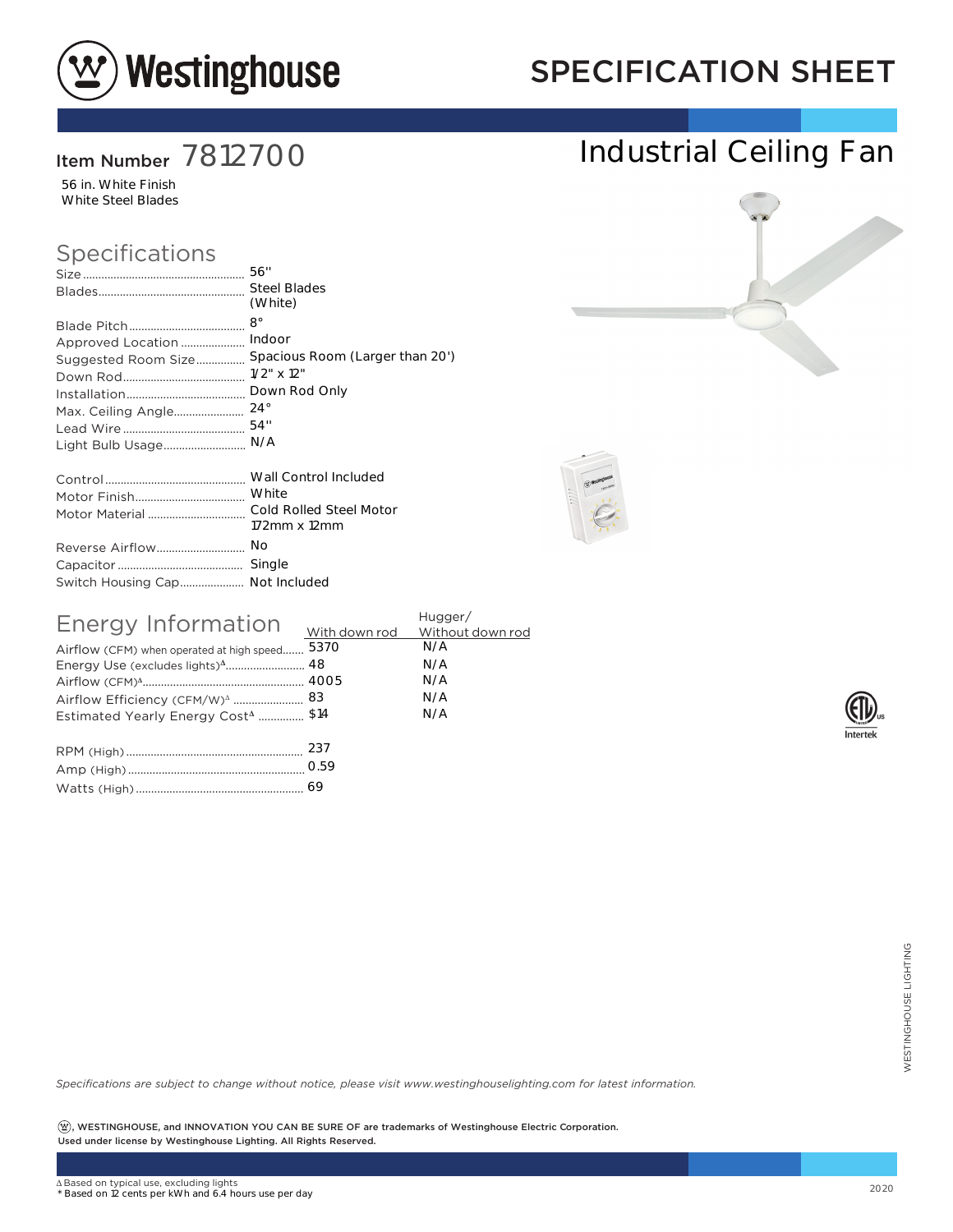# SPECIFICATION SHEET

## Item Number 7812700

56 in. White Finish
White Steel Blades

# Industrial Ceiling Fan

## Specifications

| | |
|---|---|
| Size | 56" |
| Blades | Steel Blades (White) |
| Blade Pitch | 8° |
| Approved Location | Indoor |
| Suggested Room Size | Spacious Room (Larger than 20') |
| Down Rod | 1/2" x 12" |
| Installation | Down Rod Only |
| Max. Ceiling Angle | 24° |
| Lead Wire | 54" |
| Light Bulb Usage | N/A |

| | |
|---|---|
| Control | Wall Control Included |
| Motor Finish | White |
| Motor Material | Cold Rolled Steel Motor 172mm x 12mm |
| Reverse Airflow | No |
| Capacitor | Single |
| Switch Housing Cap | Not Included |

## Energy Information

| | With down rod | Hugger/ Without down rod |
|---|---|---|
| Airflow (CFM) when operated at high speed | 5370 | N/A |
| Energy Use (excludes lights)[Δ] | 48 | N/A |
| Airflow (CFM)[Δ] | 4005 | N/A |
| Airflow Efficiency (CFM/W)[Δ] | 83 | N/A |
| Estimated Yearly Energy Cost[Δ] | $14 | N/A |

| | |
|---|---|
| RPM (High) | 237 |
| Amp (High) | 0.59 |
| Watts (High) | 69 |

*Specifications are subject to change without notice, please visit www.westinghouselighting.com for latest information.*

**Ⓦ, WESTINGHOUSE, and INNOVATION YOU CAN BE SURE OF are trademarks of Westinghouse Electric Corporation. Used under license by Westinghouse Lighting. All Rights Reserved.**

Δ Based on typical use, excluding lights
* Based on 12 cents per kWh and 6.4 hours use per day

2020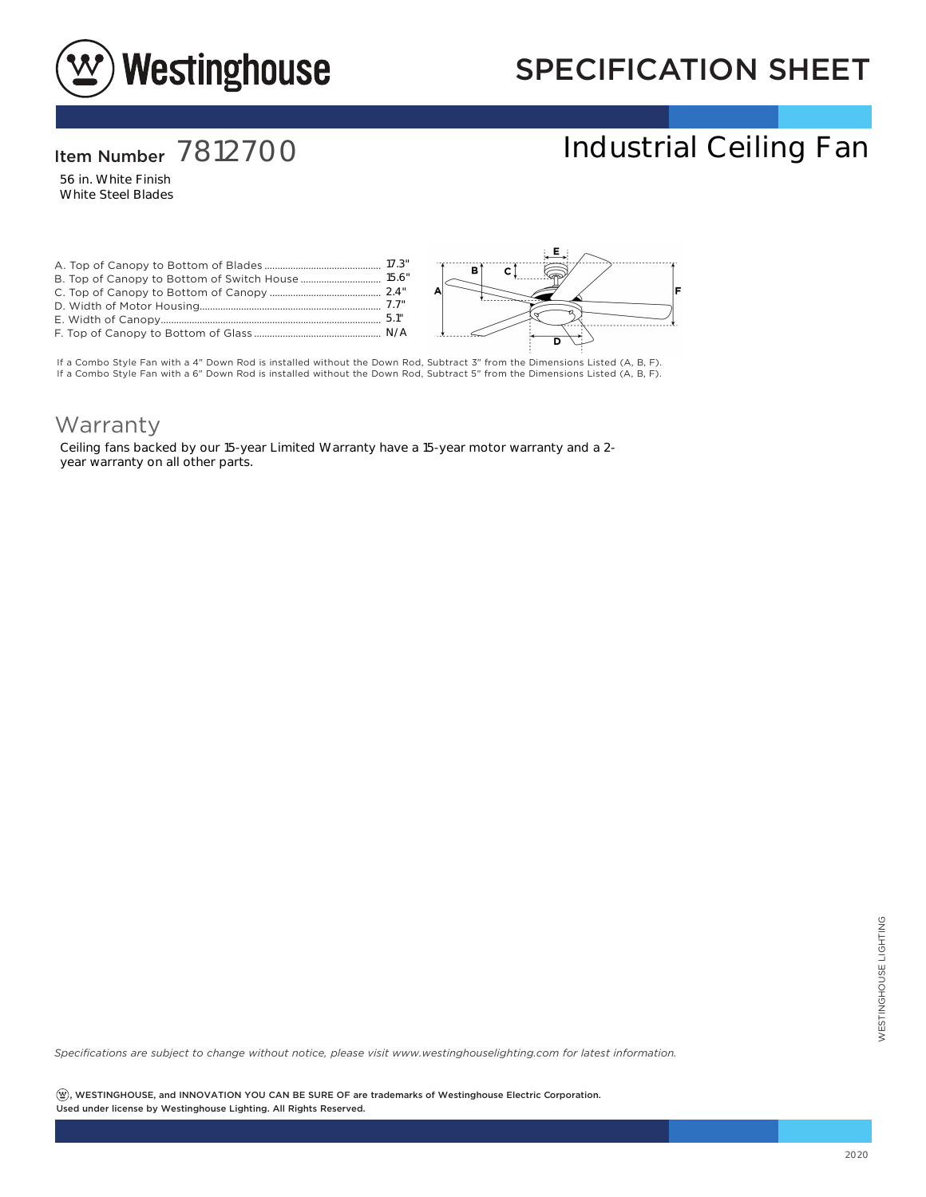# SPECIFICATION SHEET

Item Number 7812700

## Industrial Ceiling Fan

56 in. White Finish
White Steel Blades

A. Top of Canopy to Bottom of Blades ............ 17.3"
B. Top of Canopy to Bottom of Switch House ............ 15.6"
C. Top of Canopy to Bottom of Canopy ............ 2.4"
D. Width of Motor Housing............ 7.7"
E. Width of Canopy............ 5.1"
F. Top of Canopy to Bottom of Glass ............ N/A

E
B
C
A
F
D

If a Combo Style Fan with a 4" Down Rod is installed without the Down Rod, Subtract 3" from the Dimensions Listed (A, B, F).
If a Combo Style Fan with a 6" Down Rod is installed without the Down Rod, Subtract 5" from the Dimensions Listed (A, B, F).

## Warranty

Ceiling fans backed by our 15-year Limited Warranty have a 15-year motor warranty and a 2-year warranty on all other parts.

*Specifications are subject to change without notice, please visit www.westinghouselighting.com for latest information.*

**Ⓦ, WESTINGHOUSE, and INNOVATION YOU CAN BE SURE OF are trademarks of Westinghouse Electric Corporation. Used under license by Westinghouse Lighting. All Rights Reserved.**

WESTINGHOUSE LIGHTING

2020